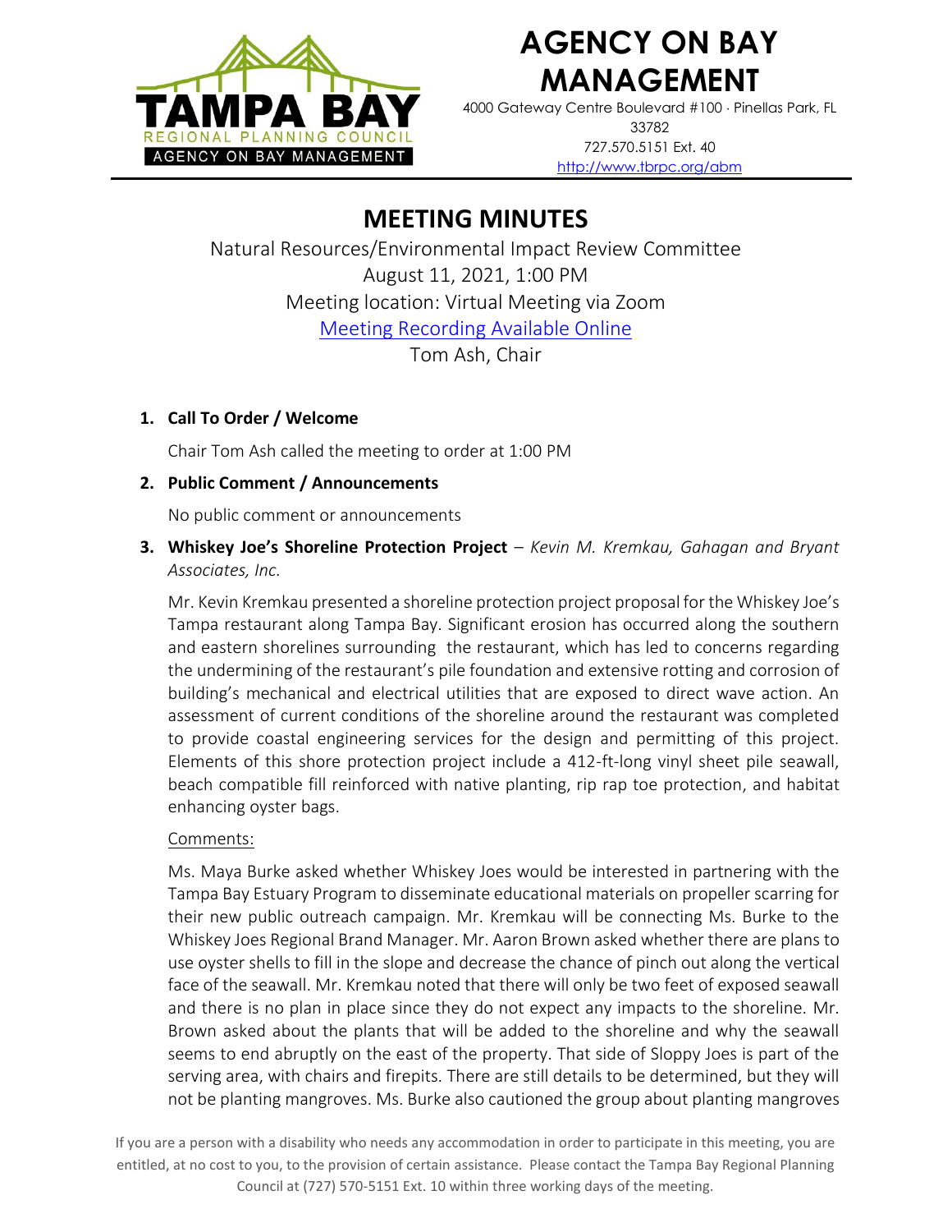# AGENCY ON BAY MANAGEMENT

4000 Gateway Centre Boulevard #100 · Pinellas Park, FL 33782
727.570.5151 Ext. 40
http://www.tbrpc.org/abm

## MEETING MINUTES

Natural Resources/Environmental Impact Review Committee
August 11, 2021, 1:00 PM
Meeting location: Virtual Meeting via Zoom
Meeting Recording Available Online
Tom Ash, Chair

1. **Call To Order / Welcome**

   Chair Tom Ash called the meeting to order at 1:00 PM

2. **Public Comment / Announcements**

   No public comment or announcements

3. **Whiskey Joe's Shoreline Protection Project** – *Kevin M. Kremkau, Gahagan and Bryant Associates, Inc.*

   Mr. Kevin Kremkau presented a shoreline protection project proposal for the Whiskey Joe's Tampa restaurant along Tampa Bay. Significant erosion has occurred along the southern and eastern shorelines surrounding the restaurant, which has led to concerns regarding the undermining of the restaurant's pile foundation and extensive rotting and corrosion of building's mechanical and electrical utilities that are exposed to direct wave action. An assessment of current conditions of the shoreline around the restaurant was completed to provide coastal engineering services for the design and permitting of this project. Elements of this shore protection project include a 412-ft-long vinyl sheet pile seawall, beach compatible fill reinforced with native planting, rip rap toe protection, and habitat enhancing oyster bags.

   Comments:

   Ms. Maya Burke asked whether Whiskey Joes would be interested in partnering with the Tampa Bay Estuary Program to disseminate educational materials on propeller scarring for their new public outreach campaign. Mr. Kremkau will be connecting Ms. Burke to the Whiskey Joes Regional Brand Manager. Mr. Aaron Brown asked whether there are plans to use oyster shells to fill in the slope and decrease the chance of pinch out along the vertical face of the seawall. Mr. Kremkau noted that there will only be two feet of exposed seawall and there is no plan in place since they do not expect any impacts to the shoreline. Mr. Brown asked about the plants that will be added to the shoreline and why the seawall seems to end abruptly on the east of the property. That side of Sloppy Joes is part of the serving area, with chairs and firepits. There are still details to be determined, but they will not be planting mangroves. Ms. Burke also cautioned the group about planting mangroves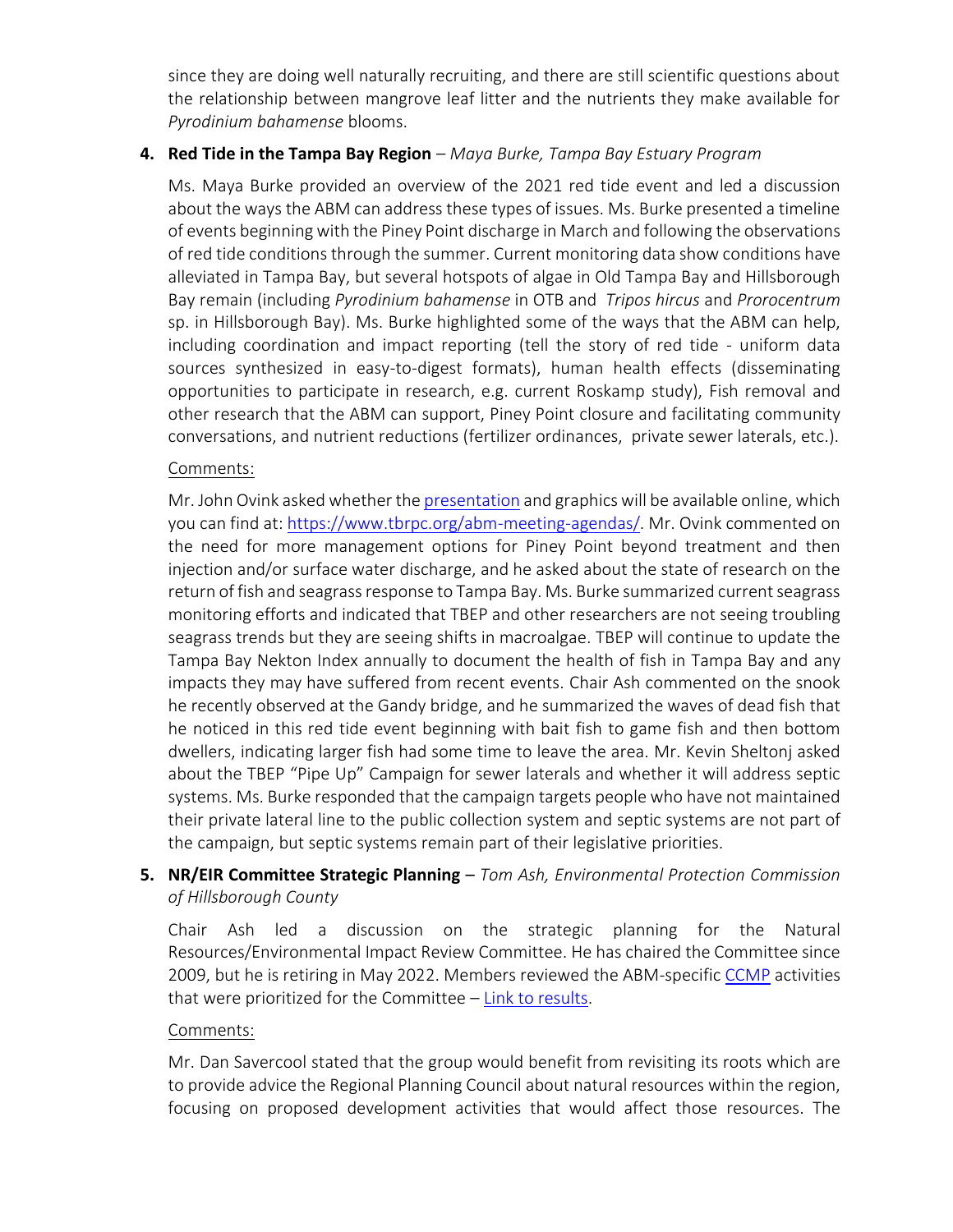since they are doing well naturally recruiting, and there are still scientific questions about the relationship between mangrove leaf litter and the nutrients they make available for *Pyrodinium bahamense* blooms.

4. **Red Tide in the Tampa Bay Region** – *Maya Burke, Tampa Bay Estuary Program*

   Ms. Maya Burke provided an overview of the 2021 red tide event and led a discussion about the ways the ABM can address these types of issues. Ms. Burke presented a timeline of events beginning with the Piney Point discharge in March and following the observations of red tide conditions through the summer. Current monitoring data show conditions have alleviated in Tampa Bay, but several hotspots of algae in Old Tampa Bay and Hillsborough Bay remain (including *Pyrodinium bahamense* in OTB and *Tripos hircus* and *Prorocentrum* sp. in Hillsborough Bay). Ms. Burke highlighted some of the ways that the ABM can help, including coordination and impact reporting (tell the story of red tide - uniform data sources synthesized in easy-to-digest formats), human health effects (disseminating opportunities to participate in research, e.g. current Roskamp study), Fish removal and other research that the ABM can support, Piney Point closure and facilitating community conversations, and nutrient reductions (fertilizer ordinances, private sewer laterals, etc.).

   Comments:

   Mr. John Ovink asked whether the presentation and graphics will be available online, which you can find at: https://www.tbrpc.org/abm-meeting-agendas/. Mr. Ovink commented on the need for more management options for Piney Point beyond treatment and then injection and/or surface water discharge, and he asked about the state of research on the return of fish and seagrass response to Tampa Bay. Ms. Burke summarized current seagrass monitoring efforts and indicated that TBEP and other researchers are not seeing troubling seagrass trends but they are seeing shifts in macroalgae. TBEP will continue to update the Tampa Bay Nekton Index annually to document the health of fish in Tampa Bay and any impacts they may have suffered from recent events. Chair Ash commented on the snook he recently observed at the Gandy bridge, and he summarized the waves of dead fish that he noticed in this red tide event beginning with bait fish to game fish and then bottom dwellers, indicating larger fish had some time to leave the area. Mr. Kevin Sheltonj asked about the TBEP "Pipe Up" Campaign for sewer laterals and whether it will address septic systems. Ms. Burke responded that the campaign targets people who have not maintained their private lateral line to the public collection system and septic systems are not part of the campaign, but septic systems remain part of their legislative priorities.

5. **NR/EIR Committee Strategic Planning** – *Tom Ash, Environmental Protection Commission of Hillsborough County*

   Chair Ash led a discussion on the strategic planning for the Natural Resources/Environmental Impact Review Committee. He has chaired the Committee since 2009, but he is retiring in May 2022. Members reviewed the ABM-specific CCMP activities that were prioritized for the Committee – Link to results.

   Comments:

   Mr. Dan Savercool stated that the group would benefit from revisiting its roots which are to provide advice the Regional Planning Council about natural resources within the region, focusing on proposed development activities that would affect those resources. The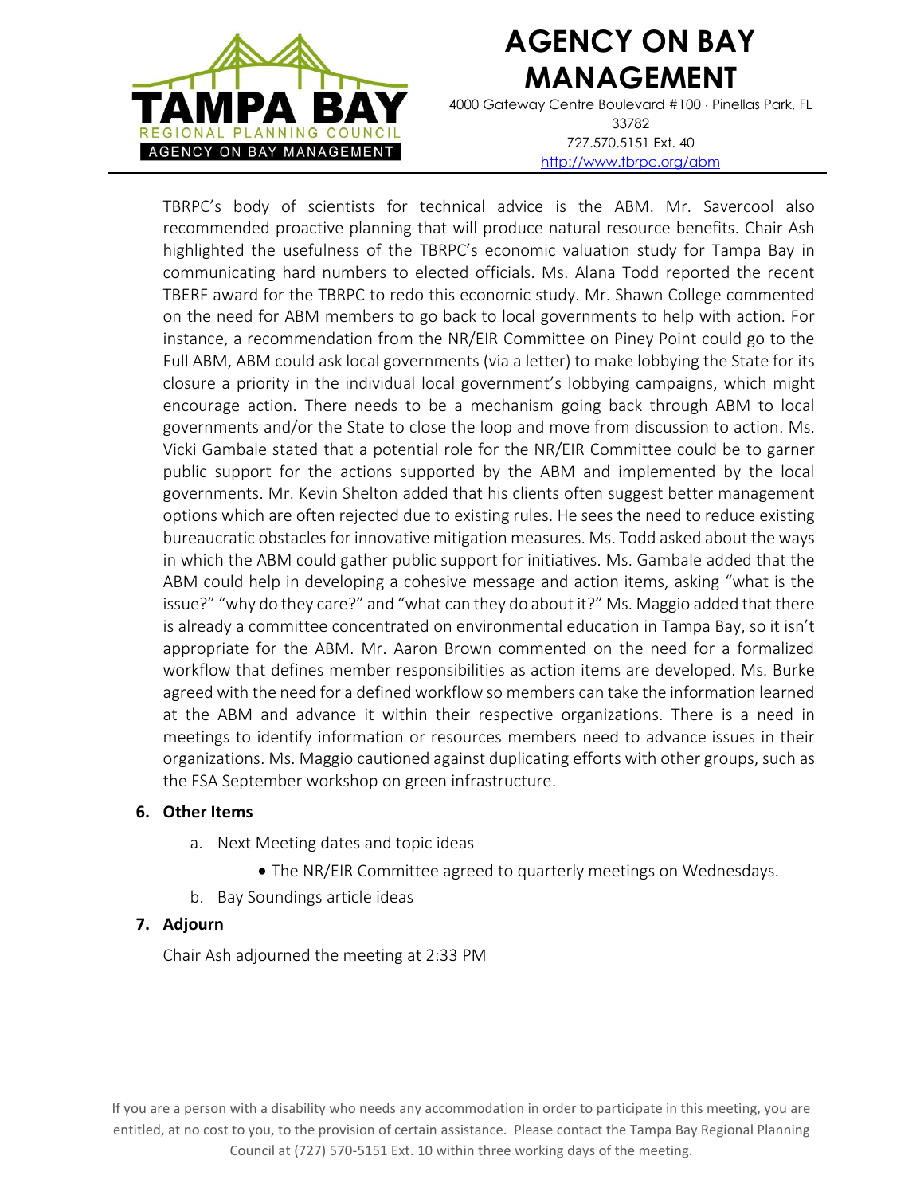TBRPC's body of scientists for technical advice is the ABM. Mr. Savercool also recommended proactive planning that will produce natural resource benefits. Chair Ash highlighted the usefulness of the TBRPC's economic valuation study for Tampa Bay in communicating hard numbers to elected officials. Ms. Alana Todd reported the recent TBERF award for the TBRPC to redo this economic study. Mr. Shawn College commented on the need for ABM members to go back to local governments to help with action. For instance, a recommendation from the NR/EIR Committee on Piney Point could go to the Full ABM, ABM could ask local governments (via a letter) to make lobbying the State for its closure a priority in the individual local government's lobbying campaigns, which might encourage action. There needs to be a mechanism going back through ABM to local governments and/or the State to close the loop and move from discussion to action. Ms. Vicki Gambale stated that a potential role for the NR/EIR Committee could be to garner public support for the actions supported by the ABM and implemented by the local governments. Mr. Kevin Shelton added that his clients often suggest better management options which are often rejected due to existing rules. He sees the need to reduce existing bureaucratic obstacles for innovative mitigation measures. Ms. Todd asked about the ways in which the ABM could gather public support for initiatives. Ms. Gambale added that the ABM could help in developing a cohesive message and action items, asking "what is the issue?" "why do they care?" and "what can they do about it?" Ms. Maggio added that there is already a committee concentrated on environmental education in Tampa Bay, so it isn't appropriate for the ABM. Mr. Aaron Brown commented on the need for a formalized workflow that defines member responsibilities as action items are developed. Ms. Burke agreed with the need for a defined workflow so members can take the information learned at the ABM and advance it within their respective organizations. There is a need in meetings to identify information or resources members need to advance issues in their organizations. Ms. Maggio cautioned against duplicating efforts with other groups, such as the FSA September workshop on green infrastructure.

**6. Other Items**

a. Next Meeting dates and topic ideas

- The NR/EIR Committee agreed to quarterly meetings on Wednesdays.

b. Bay Soundings article ideas

**7. Adjourn**

Chair Ash adjourned the meeting at 2:33 PM

If you are a person with a disability who needs any accommodation in order to participate in this meeting, you are entitled, at no cost to you, to the provision of certain assistance. Please contact the Tampa Bay Regional Planning Council at (727) 570-5151 Ext. 10 within three working days of the meeting.